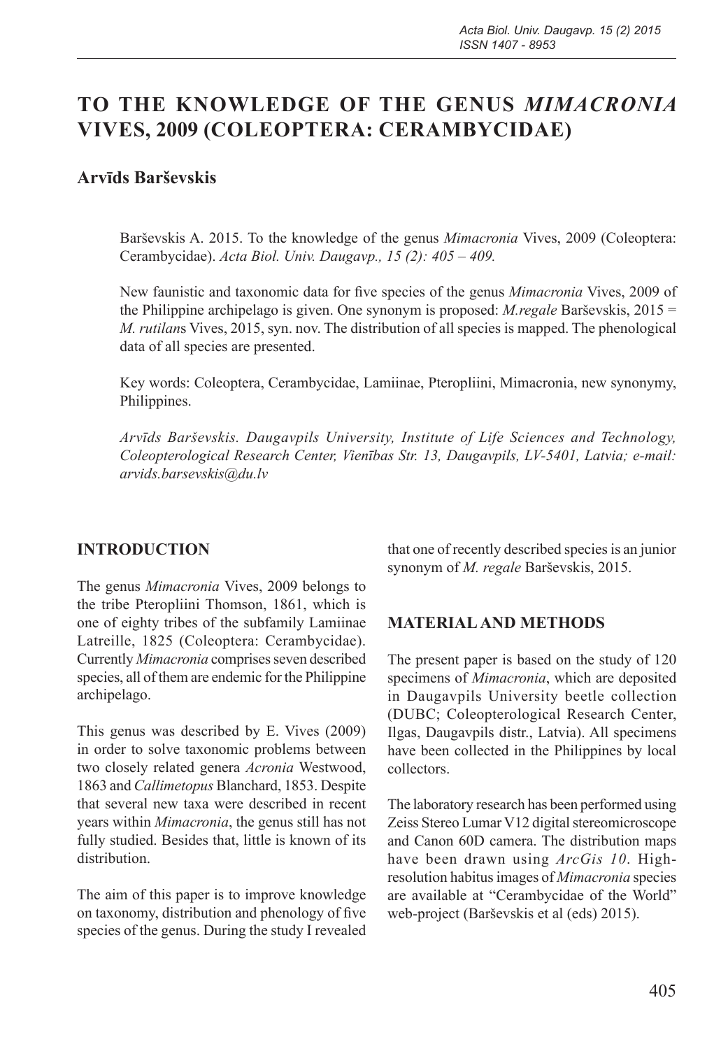# TO THE KNOWLEDGE OF THE GENUS *MIMACRONIA* VIVES, 2009 (COLEOPTERA: CERAMBYCIDAE)

## Arvīds Barševskis

Barševskis A. 2015. To the knowledge of the genus *Mimacronia* Vives, 2009 (Coleoptera: Cerambycidae). *Acta Biol. Univ. Daugavp., 15 (2): 405 – 409.*

New faunistic and taxonomic data for five species of the genus *Mimacronia* Vives, 2009 of the Philippine archipelago is given. One synonym is proposed: *M.regale* Barševskis, 2015 = *M. rutilan*s Vives, 2015, syn. nov. The distribution of all species is mapped. The phenological data of all species are presented.

Key words: Coleoptera, Cerambycidae, Lamiinae, Pteropliini, Mimacronia, new synonymy, Philippines.

*Arvīds Barševskis. Daugavpils University, Institute of Life Sciences and Technology, Coleopterological Research Center, Vienības Str. 13, Daugavpils, LV-5401, Latvia; e-mail: arvids.barsevskis@du.lv*

## INTRODUCTION

The genus *Mimacronia* Vives, 2009 belongs to the tribe Pteropliini Thomson, 1861, which is one of eighty tribes of the subfamily Lamiinae Latreille, 1825 (Coleoptera: Cerambycidae). Currently *Mimacronia* comprises seven described species, all of them are endemic for the Philippine archipelago.

This genus was described by E. Vives (2009) in order to solve taxonomic problems between two closely related genera *Acronia* Westwood, 1863 and *Callimetopus* Blanchard, 1853. Despite that several new taxa were described in recent years within *Mimacronia*, the genus still has not fully studied. Besides that, little is known of its distribution.

The aim of this paper is to improve knowledge on taxonomy, distribution and phenology of five species of the genus. During the study I revealed that one of recently described species is an junior synonym of *M. regale* Barševskis, 2015.

## MATERIAL AND METHODS

The present paper is based on the study of 120 specimens of *Mimacronia*, which are deposited in Daugavpils University beetle collection (DUBC; Coleopterological Research Center, Ilgas, Daugavpils distr., Latvia). All specimens have been collected in the Philippines by local collectors.

The laboratory research has been performed using Zeiss Stereo Lumar V12 digital stereomicroscope and Canon 60D camera. The distribution maps have been drawn using *ArcGis 10*. High-resolution habitus images of *Mimacronia* species are available at "Cerambycidae of the World" web-project (Barševskis et al (eds) 2015).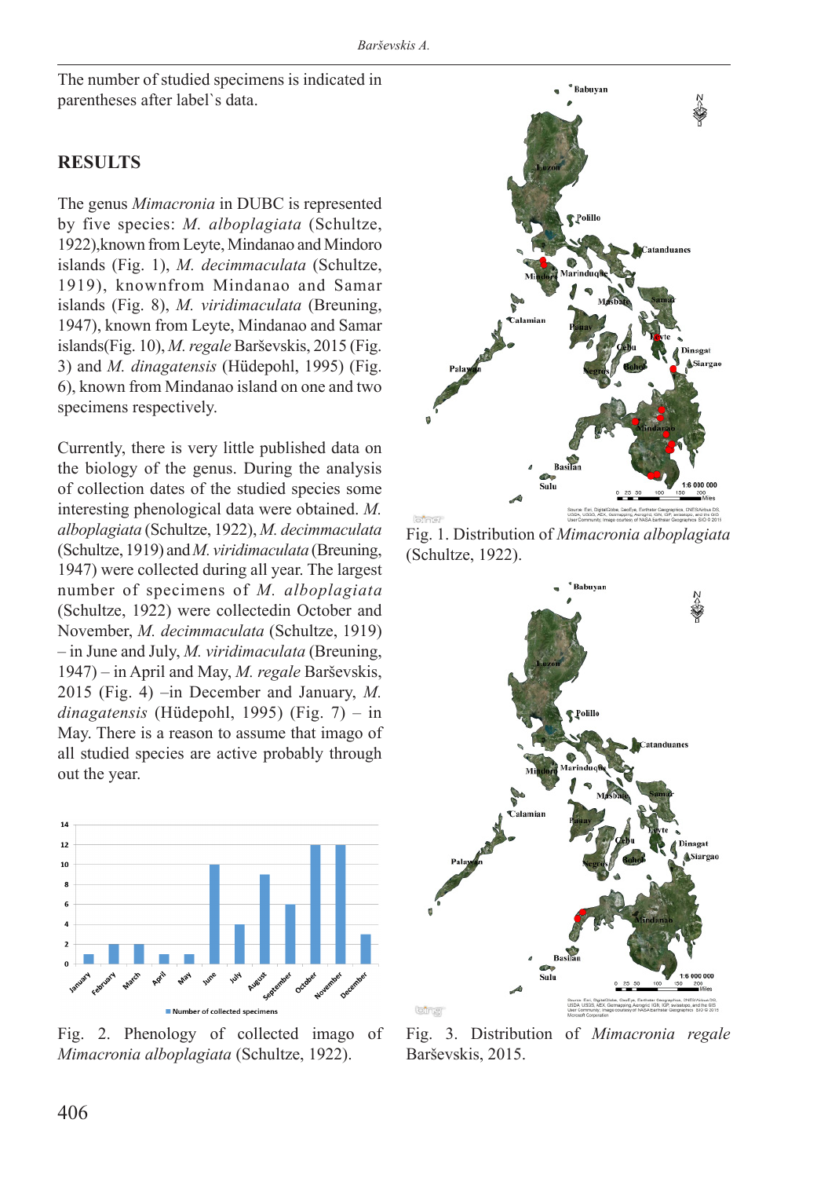The number of studied specimens is indicated in parentheses after label`s data.

## RESULTS

The genus *Mimacronia* in DUBC is represented by five species: *M. alboplagiata* (Schultze, 1922),known from Leyte, Mindanao and Mindoro islands (Fig. 1), *M. decimmaculata* (Schultze, 1919), knownfrom Mindanao and Samar islands (Fig. 8), *M. viridimaculata* (Breuning, 1947), known from Leyte, Mindanao and Samar islands(Fig. 10), *M. regale* Barševskis, 2015 (Fig. 3) and *M. dinagatensis* (Hüdepohl, 1995) (Fig. 6), known from Mindanao island on one and two specimens respectively.

Currently, there is very little published data on the biology of the genus. During the analysis of collection dates of the studied species some interesting phenological data were obtained. *M. alboplagiata* (Schultze, 1922), *M. decimmaculata* (Schultze, 1919) and *M. viridimaculata* (Breuning, 1947) were collected during all year. The largest number of specimens of *M. alboplagiata* (Schultze, 1922) were collectedin October and November, *M. decimmaculata* (Schultze, 1919) – in June and July, *M. viridimaculata* (Breuning, 1947) – in April and May, *M. regale* Barševskis, 2015 (Fig. 4) –in December and January, *M. dinagatensis* (Hüdepohl, 1995) (Fig. 7) – in May. There is a reason to assume that imago of all studied species are active probably through out the year.

14
12
10
8
6
4
2
0
January February March April May June July August September October November December
Number of collected specimens

Fig. 2. Phenology of collected imago of *Mimacronia alboplagiata* (Schultze, 1922).

Fig. 1. Distribution of *Mimacronia alboplagiata* (Schultze, 1922).

Fig. 3. Distribution of *Mimacronia regale* Barševskis, 2015.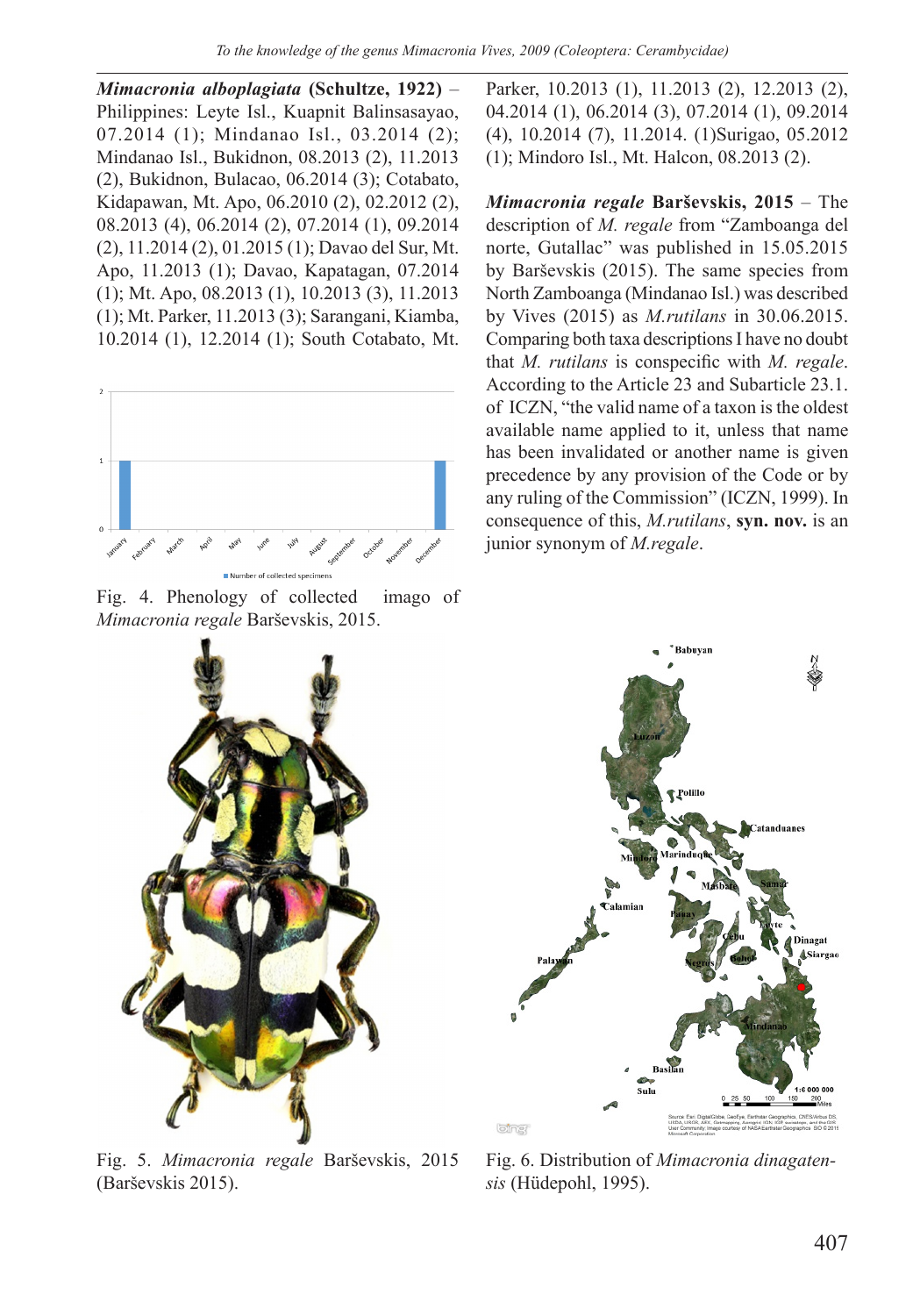***Mimacronia alboplagiata* (Schultze, 1922)** – Philippines: Leyte Isl., Kuapnit Balinsasayao, 07.2014 (1); Mindanao Isl., 03.2014 (2); Mindanao Isl., Bukidnon, 08.2013 (2), 11.2013 (2), Bukidnon, Bulacao, 06.2014 (3); Cotabato, Kidapawan, Mt. Apo, 06.2010 (2), 02.2012 (2), 08.2013 (4), 06.2014 (2), 07.2014 (1), 09.2014 (2), 11.2014 (2), 01.2015 (1); Davao del Sur, Mt. Apo, 11.2013 (1); Davao, Kapatagan, 07.2014 (1); Mt. Apo, 08.2013 (1), 10.2013 (3), 11.2013 (1); Mt. Parker, 11.2013 (3); Sarangani, Kiamba, 10.2014 (1), 12.2014 (1); South Cotabato, Mt. Parker, 10.2013 (1), 11.2013 (2), 12.2013 (2), 04.2014 (1), 06.2014 (3), 07.2014 (1), 09.2014 (4), 10.2014 (7), 11.2014. (1)Surigao, 05.2012 (1); Mindoro Isl., Mt. Halcon, 08.2013 (2).

2
1
0
January February March April May June July August September October November December
Number of collected specimens

Fig. 4. Phenology of collected imago of *Mimacronia regale* Barševskis, 2015.

***Mimacronia regale* Barševskis, 2015** – The description of *M. regale* from "Zamboanga del norte, Gutallac" was published in 15.05.2015 by Barševskis (2015). The same species from North Zamboanga (Mindanao Isl.) was described by Vives (2015) as *M.rutilans* in 30.06.2015. Comparing both taxa descriptions I have no doubt that *M. rutilans* is conspecific with *M. regale*. According to the Article 23 and Subarticle 23.1. of ICZN, "the valid name of a taxon is the oldest available name applied to it, unless that name has been invalidated or another name is given precedence by any provision of the Code or by any ruling of the Commission" (ICZN, 1999). In consequence of this, *M.rutilans*, **syn. nov.** is an junior synonym of *M.regale*.

Fig. 5. *Mimacronia regale* Barševskis, 2015 (Barševskis 2015).

Babuyan
Luzon
Polillo
Catanduanes
Mindoro
Marinduque
Masbate
Samar
Calamian
Panay
Leyte
Dinagat
Siargao
Cebu
Bohol
Negros
Palawan
Mindanao
Basilan
Sulu
1:6 000 000
0 25 50 100 150 200 Miles

Fig. 6. Distribution of *Mimacronia dinagatensis* (Hüdepohl, 1995).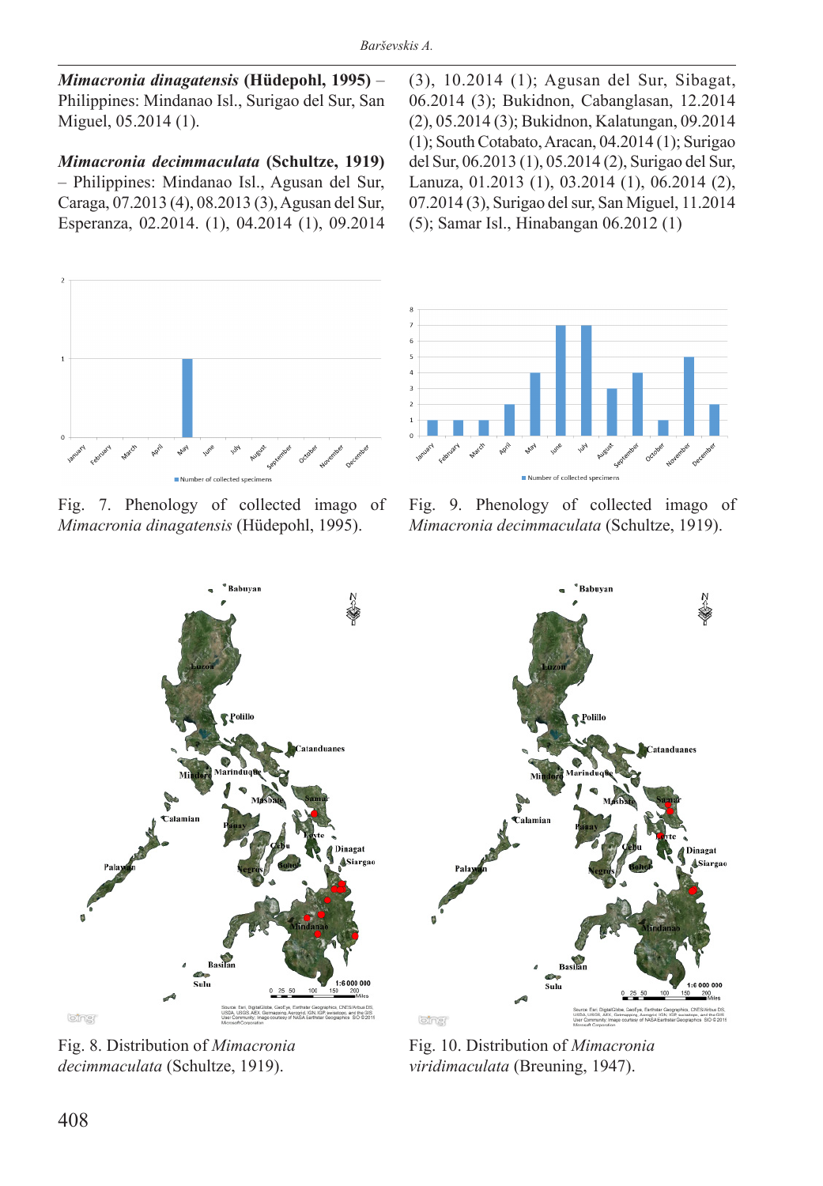***Mimacronia dinagatensis*** **(Hüdepohl, 1995)** – Philippines: Mindanao Isl., Surigao del Sur, San Miguel, 05.2014 (1).

***Mimacronia decimmaculata*** **(Schultze, 1919)** – Philippines: Mindanao Isl., Agusan del Sur, Caraga, 07.2013 (4), 08.2013 (3), Agusan del Sur, Esperanza, 02.2014. (1), 04.2014 (1), 09.2014 (3), 10.2014 (1); Agusan del Sur, Sibagat, 06.2014 (3); Bukidnon, Cabanglasan, 12.2014 (2), 05.2014 (3); Bukidnon, Kalatungan, 09.2014 (1); South Cotabato, Aracan, 04.2014 (1); Surigao del Sur, 06.2013 (1), 05.2014 (2), Surigao del Sur, Lanuza, 01.2013 (1), 03.2014 (1), 06.2014 (2), 07.2014 (3), Surigao del sur, San Miguel, 11.2014 (5); Samar Isl., Hinabangan 06.2012 (1)

2
1
0
January
February
March
April
May
June
July
August
September
October
November
December
Number of collected specimens

Fig. 7. Phenology of collected imago of *Mimacronia dinagatensis* (Hüdepohl, 1995).

8
7
6
5
4
3
2
1
0
January
February
March
April
May
June
July
August
September
October
November
December
Number of collected specimens

Fig. 9. Phenology of collected imago of *Mimacronia decimmaculata* (Schultze, 1919).

Fig. 8. Distribution of *Mimacronia decimmaculata* (Schultze, 1919).

Fig. 10. Distribution of *Mimacronia viridimaculata* (Breuning, 1947).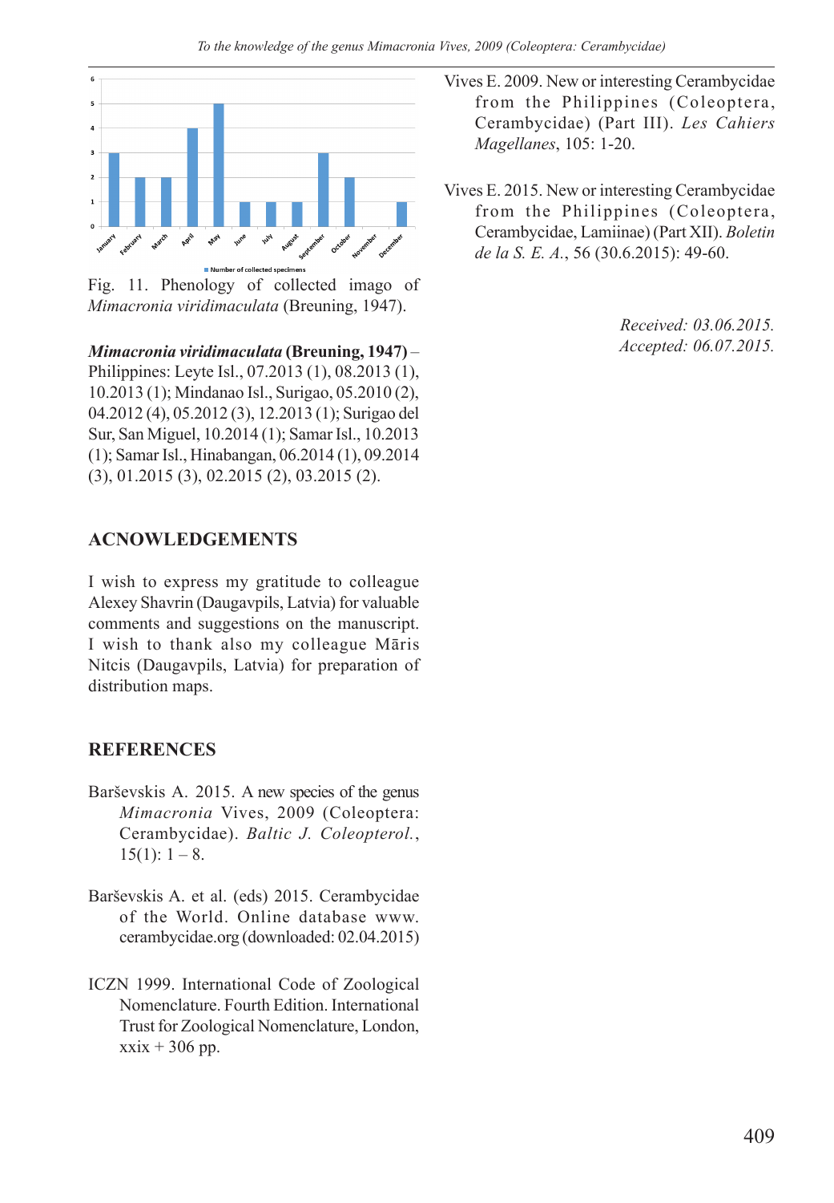6
5
4
3
2
1
0
January February March April May June July August September October November December
Number of collected specimens

Fig. 11. Phenology of collected imago of *Mimacronia viridimaculata* (Breuning, 1947).

***Mimacronia viridimaculata* (Breuning, 1947)** – Philippines: Leyte Isl., 07.2013 (1), 08.2013 (1), 10.2013 (1); Mindanao Isl., Surigao, 05.2010 (2), 04.2012 (4), 05.2012 (3), 12.2013 (1); Surigao del Sur, San Miguel, 10.2014 (1); Samar Isl., 10.2013 (1); Samar Isl., Hinabangan, 06.2014 (1), 09.2014 (3), 01.2015 (3), 02.2015 (2), 03.2015 (2).

## ACNOWLEDGEMENTS

I wish to express my gratitude to colleague Alexey Shavrin (Daugavpils, Latvia) for valuable comments and suggestions on the manuscript. I wish to thank also my colleague Māris Nitcis (Daugavpils, Latvia) for preparation of distribution maps.

## REFERENCES

Barševskis A. 2015. A new species of the genus *Mimacronia* Vives, 2009 (Coleoptera: Cerambycidae). *Baltic J. Coleopterol.*, 15(1): 1 – 8.

Barševskis A. et al. (eds) 2015. Cerambycidae of the World. Online database www.cerambycidae.org (downloaded: 02.04.2015)

ICZN 1999. International Code of Zoological Nomenclature. Fourth Edition. International Trust for Zoological Nomenclature, London, xxix + 306 pp.

Vives E. 2009. New or interesting Cerambycidae from the Philippines (Coleoptera, Cerambycidae) (Part III). *Les Cahiers Magellanes*, 105: 1-20.

Vives E. 2015. New or interesting Cerambycidae from the Philippines (Coleoptera, Cerambycidae, Lamiinae) (Part XII). *Boletin de la S. E. A.*, 56 (30.6.2015): 49-60.

*Received: 03.06.2015.*
*Accepted: 06.07.2015.*